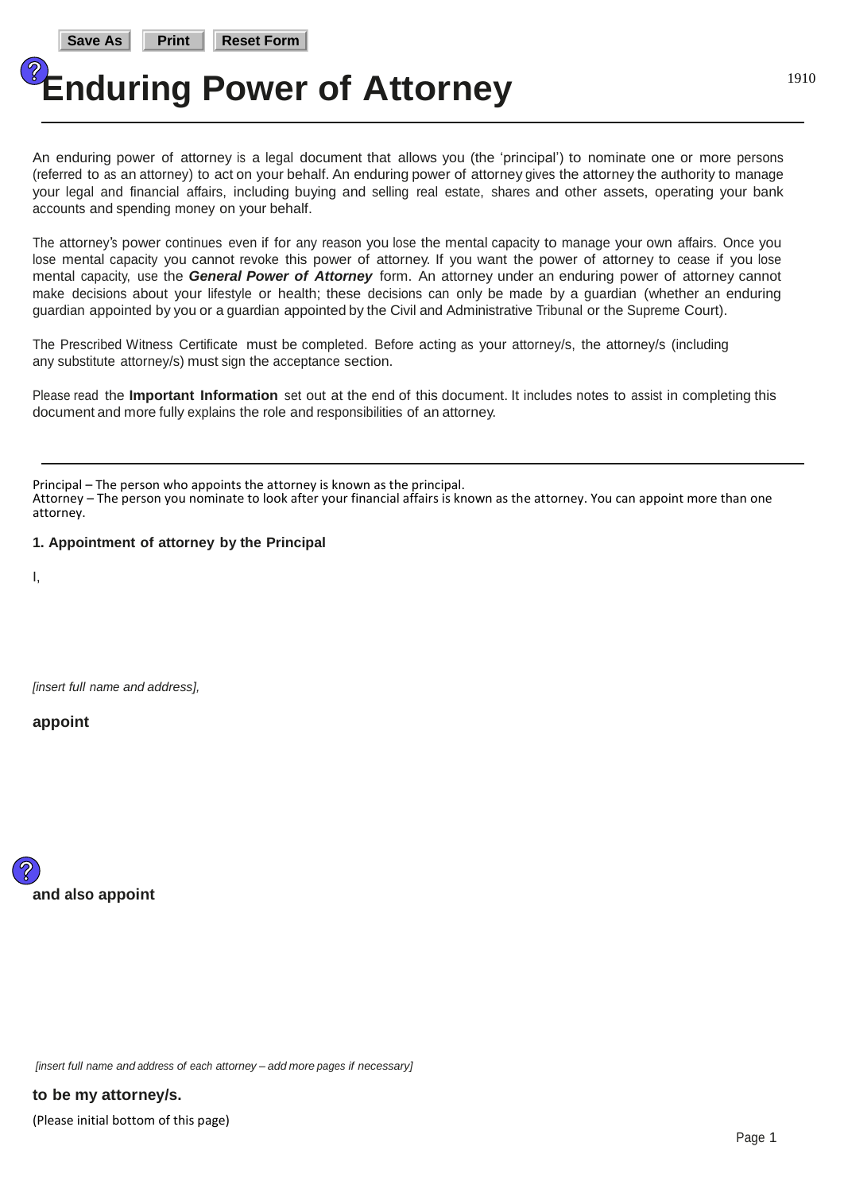# Enduring Power of Attorney

1910

An enduring power of attorney is a legal document that allows you (the 'principal') to nominate one or more persons (referred to as an attorney) to act on your behalf. An enduring power of attorney gives the attorney the authority to manage your legal and financial affairs, including buying and selling real estate, shares and other assets, operating your bank accounts and spending money on your behalf.

The attorney's power continues even if for any reason you lose the mental capacity to manage your own affairs. Once you lose mental capacity you cannot revoke this power of attorney. If you want the power of attorney to cease if you lose mental capacity, use the ***General Power of Attorney*** form. An attorney under an enduring power of attorney cannot make decisions about your lifestyle or health; these decisions can only be made by a guardian (whether an enduring guardian appointed by you or a guardian appointed by the Civil and Administrative Tribunal or the Supreme Court).

The Prescribed Witness Certificate must be completed. Before acting as your attorney/s, the attorney/s (including any substitute attorney/s) must sign the acceptance section.

Please read the **Important Information** set out at the end of this document. It includes notes to assist in completing this document and more fully explains the role and responsibilities of an attorney.

---

Principal – The person who appoints the attorney is known as the principal.
Attorney – The person you nominate to look after your financial affairs is known as the attorney. You can appoint more than one attorney.

**1. Appointment of attorney by the Principal**

I,

*[insert full name and address],*

**appoint**

**and also appoint**

*[insert full name and address of each attorney – add more pages if necessary]*

**to be my attorney/s.**

(Please initial bottom of this page)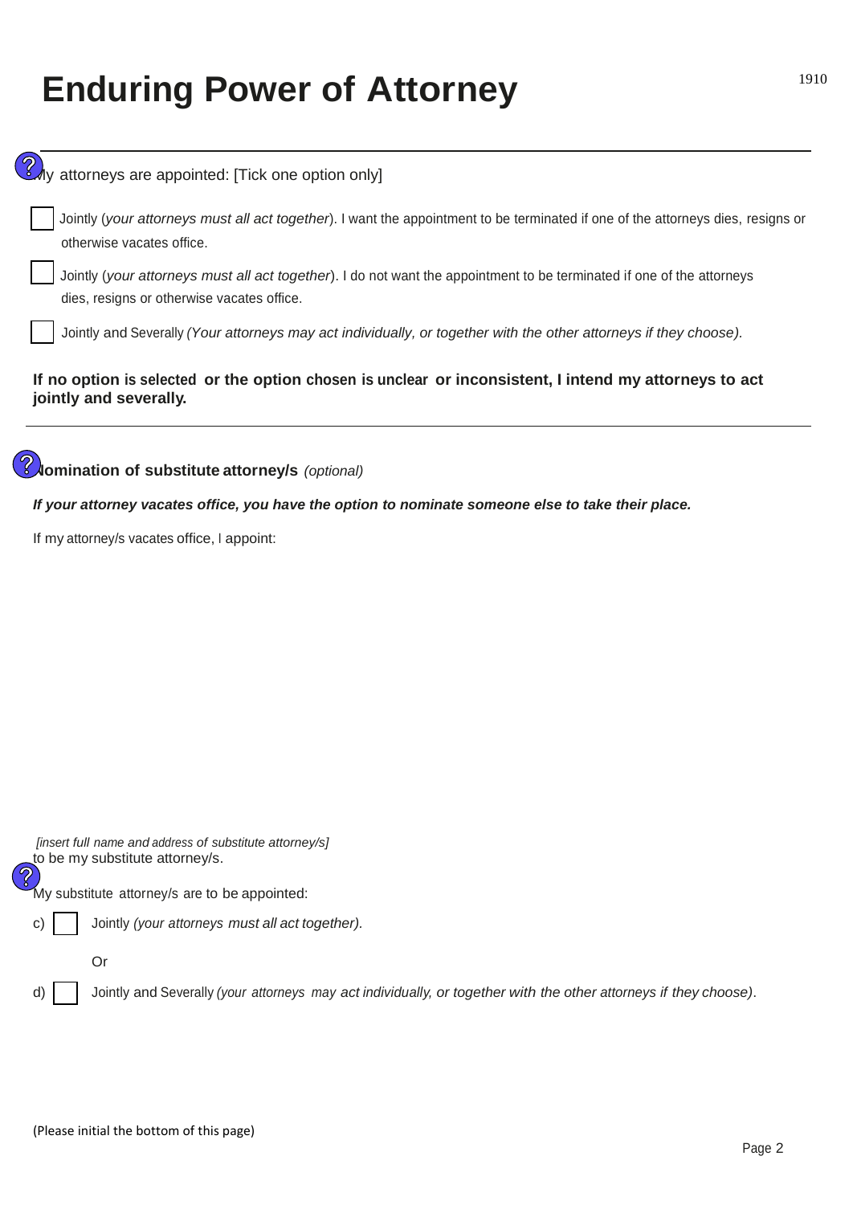# Enduring Power of Attorney

My attorneys are appointed: [Tick one option only]

☐ Jointly (*your attorneys must all act together*). I want the appointment to be terminated if one of the attorneys dies, resigns or otherwise vacates office.

☐ Jointly (*your attorneys must all act together*). I do not want the appointment to be terminated if one of the attorneys dies, resigns or otherwise vacates office.

☐ Jointly and Severally *(Your attorneys may act individually, or together with the other attorneys if they choose).*

**If no option is selected or the option chosen is unclear or inconsistent, I intend my attorneys to act jointly and severally.**

---

**Nomination of substitute attorney/s** *(optional)*

***If your attorney vacates office, you have the option to nominate someone else to take their place.***

If my attorney/s vacates office, I appoint:

*[insert full name and address of substitute attorney/s]*

to be my substitute attorney/s.

My substitute attorney/s are to be appointed:

c) ☐ Jointly *(your attorneys must all act together).*

Or

d) ☐ Jointly and Severally *(your attorneys may act individually, or together with the other attorneys if they choose)*.

(Please initial the bottom of this page)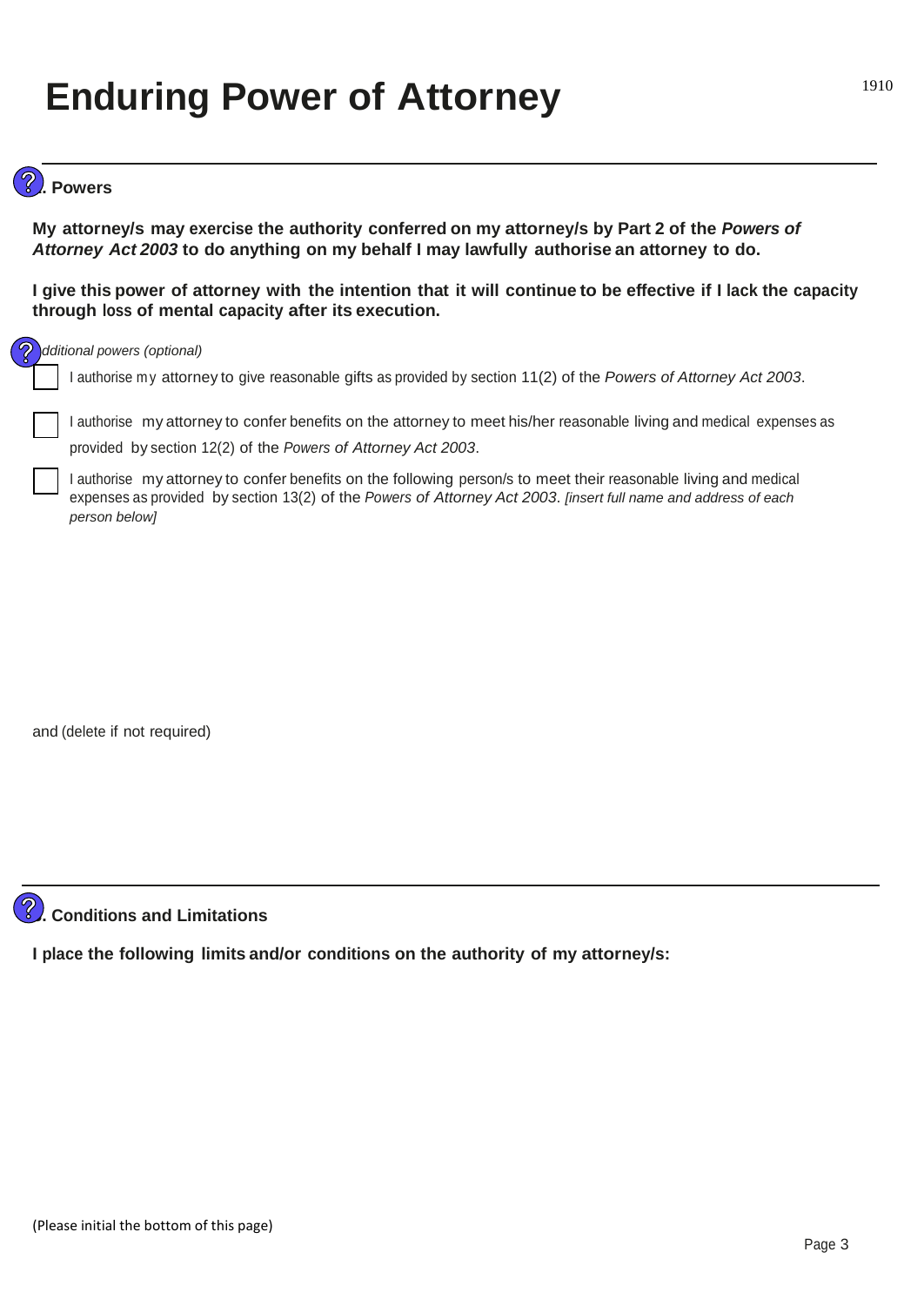# Enduring Power of Attorney

1910

## . Powers

**My attorney/s may exercise the authority conferred on my attorney/s by Part 2 of the *Powers of Attorney Act 2003* to do anything on my behalf I may lawfully authorise an attorney to do.**

**I give this power of attorney with the intention that it will continue to be effective if I lack the capacity through loss of mental capacity after its execution.**

*dditional powers (optional)*

- [ ] I authorise my attorney to give reasonable gifts as provided by section 11(2) of the *Powers of Attorney Act 2003*.

- [ ] I authorise my attorney to confer benefits on the attorney to meet his/her reasonable living and medical expenses as provided by section 12(2) of the *Powers of Attorney Act 2003*.

- [ ] I authorise my attorney to confer benefits on the following person/s to meet their reasonable living and medical expenses as provided by section 13(2) of the *Powers of Attorney Act 2003*. *[insert full name and address of each person below]*

and (delete if not required)

## . Conditions and Limitations

**I place the following limits and/or conditions on the authority of my attorney/s:**

(Please initial the bottom of this page)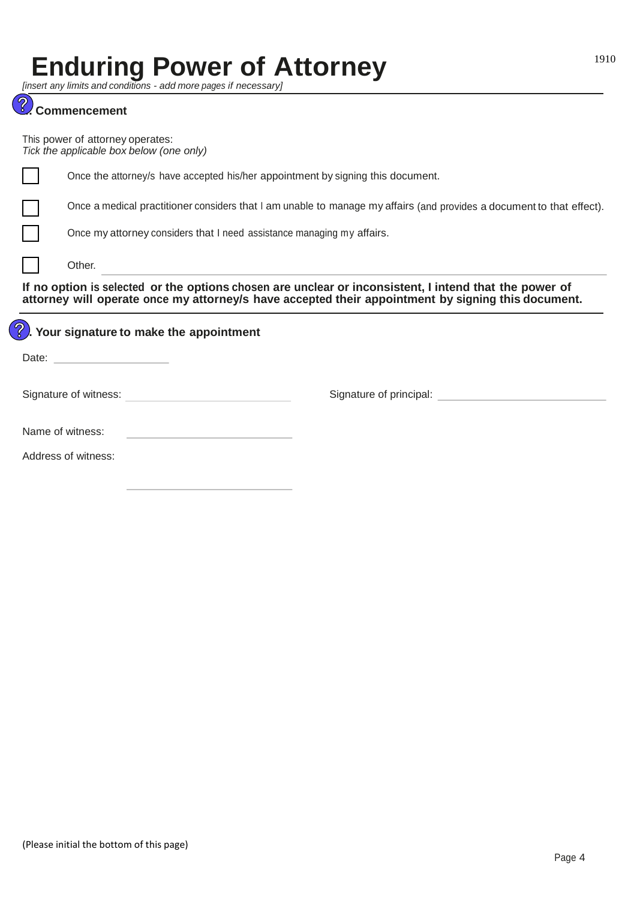# Enduring Power of Attorney

*[insert any limits and conditions - add more pages if necessary]*

## . Commencement

This power of attorney operates:
*Tick the applicable box below (one only)*

- ☐ Once the attorney/s have accepted his/her appointment by signing this document.
- ☐ Once a medical practitioner considers that I am unable to manage my affairs (and provides a document to that effect).
- ☐ Once my attorney considers that I need assistance managing my affairs.
- ☐ Other. ______________________________

**If no option is selected or the options chosen are unclear or inconsistent, I intend that the power of attorney will operate once my attorney/s have accepted their appointment by signing this document.**

## . Your signature to make the appointment

Date: ____________________

Signature of witness: ____________________________ Signature of principal: ____________________________

Name of witness: ____________________________

Address of witness:

____________________________

(Please initial the bottom of this page)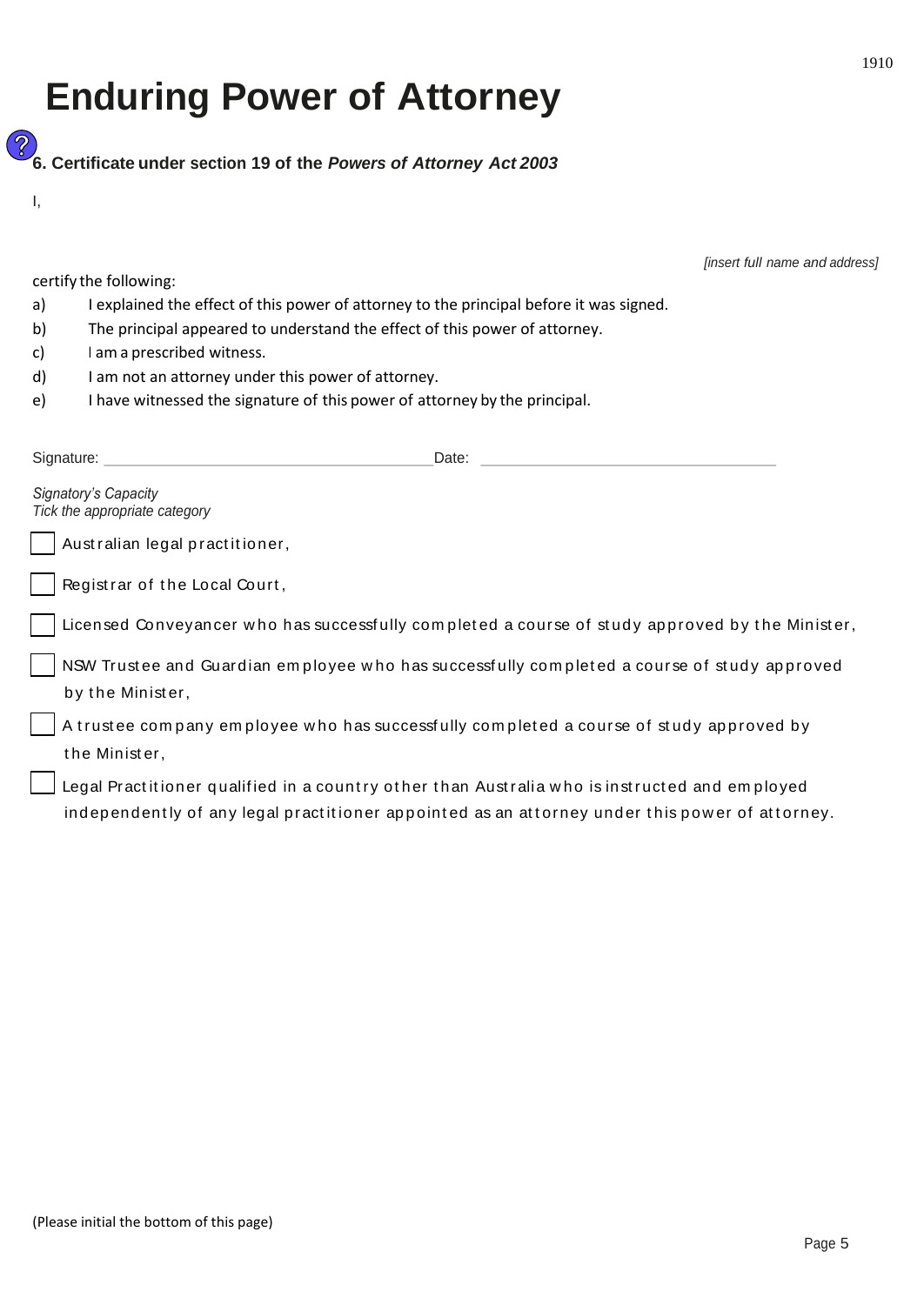# Enduring Power of Attorney

### 6. Certificate under section 19 of the *Powers of Attorney Act 2003*

I,

*[insert full name and address]*

certify the following:

a) I explained the effect of this power of attorney to the principal before it was signed.

b) The principal appeared to understand the effect of this power of attorney.

c) I am a prescribed witness.

d) I am not an attorney under this power of attorney.

e) I have witnessed the signature of this power of attorney by the principal.

Signature: ______________________________ Date: ______________________________

*Signatory's Capacity*
*Tick the appropriate category*

- [ ] Australian legal practitioner,
- [ ] Registrar of the Local Court,
- [ ] Licensed Conveyancer who has successfully completed a course of study approved by the Minister,
- [ ] NSW Trustee and Guardian employee who has successfully completed a course of study approved by the Minister,
- [ ] A trustee company employee who has successfully completed a course of study approved by the Minister,
- [ ] Legal Practitioner qualified in a country other than Australia who is instructed and employed independently of any legal practitioner appointed as an attorney under this power of attorney.

(Please initial the bottom of this page)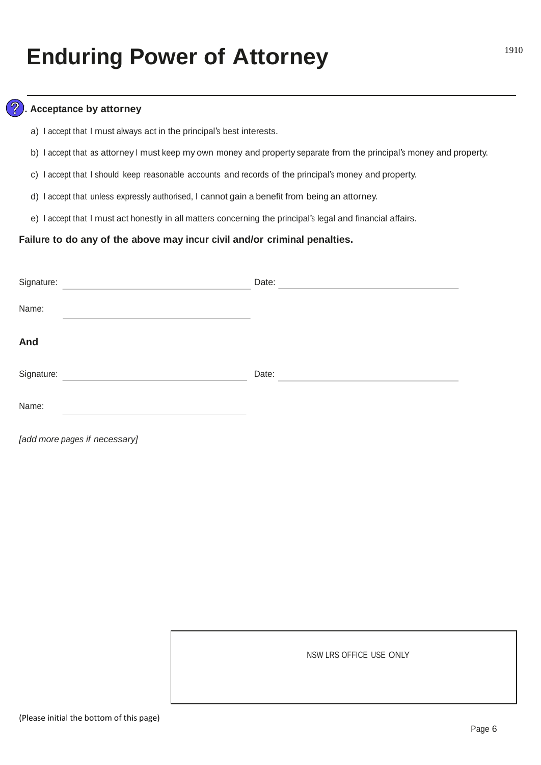# Enduring Power of Attorney

1910

. Acceptance by attorney

a) I accept that I must always act in the principal's best interests.

b) I accept that as attorney I must keep my own money and property separate from the principal's money and property.

c) I accept that I should keep reasonable accounts and records of the principal's money and property.

d) I accept that unless expressly authorised, I cannot gain a benefit from being an attorney.

e) I accept that I must act honestly in all matters concerning the principal's legal and financial affairs.

**Failure to do any of the above may incur civil and/or criminal penalties.**

Signature: ______________________ Date: ______________________

Name: ______________________

**And**

Signature: ______________________ Date: ______________________

Name: ______________________

*[add more pages if necessary]*

| NSW LRS OFFICE USE ONLY |
|---|
| |

(Please initial the bottom of this page)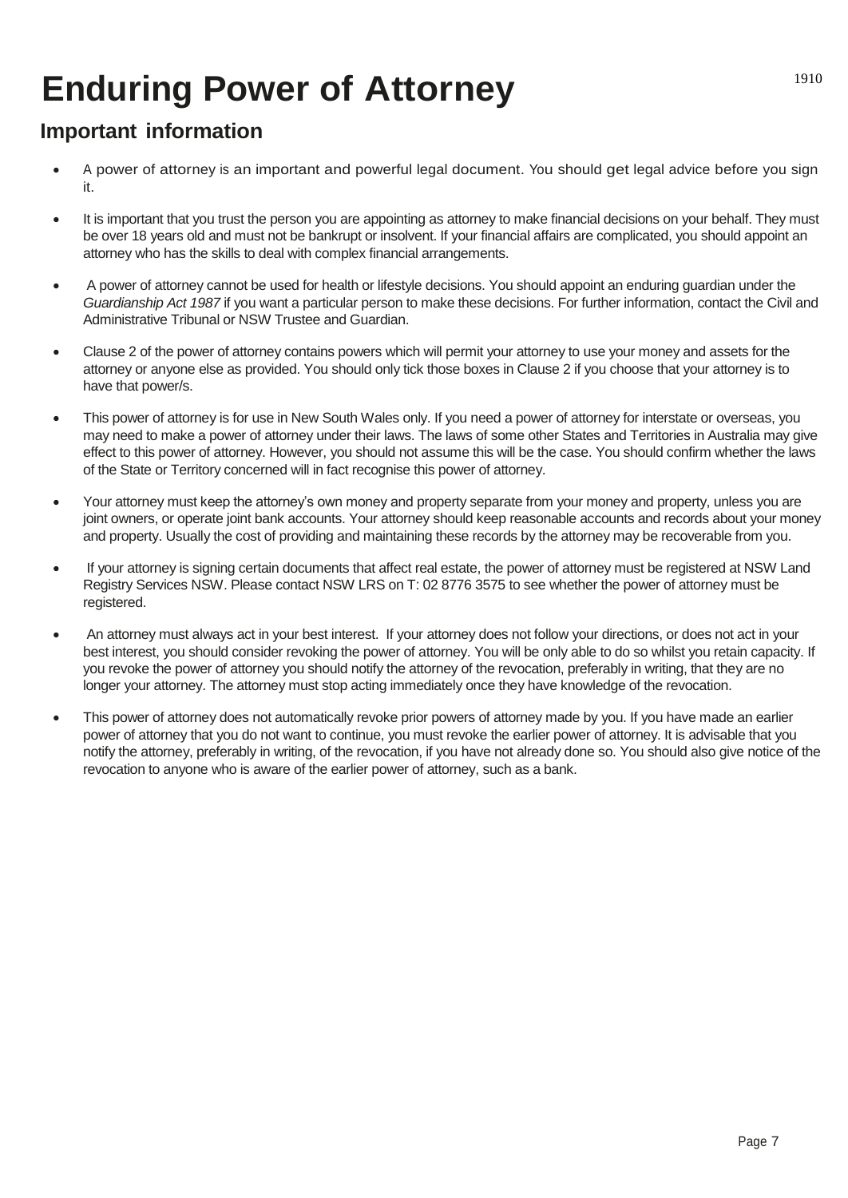# Enduring Power of Attorney

1910

## Important information

- A power of attorney is an important and powerful legal document. You should get legal advice before you sign it.
- It is important that you trust the person you are appointing as attorney to make financial decisions on your behalf. They must be over 18 years old and must not be bankrupt or insolvent. If your financial affairs are complicated, you should appoint an attorney who has the skills to deal with complex financial arrangements.
- A power of attorney cannot be used for health or lifestyle decisions. You should appoint an enduring guardian under the *Guardianship Act 1987* if you want a particular person to make these decisions. For further information, contact the Civil and Administrative Tribunal or NSW Trustee and Guardian.
- Clause 2 of the power of attorney contains powers which will permit your attorney to use your money and assets for the attorney or anyone else as provided. You should only tick those boxes in Clause 2 if you choose that your attorney is to have that power/s.
- This power of attorney is for use in New South Wales only. If you need a power of attorney for interstate or overseas, you may need to make a power of attorney under their laws. The laws of some other States and Territories in Australia may give effect to this power of attorney. However, you should not assume this will be the case. You should confirm whether the laws of the State or Territory concerned will in fact recognise this power of attorney.
- Your attorney must keep the attorney's own money and property separate from your money and property, unless you are joint owners, or operate joint bank accounts. Your attorney should keep reasonable accounts and records about your money and property. Usually the cost of providing and maintaining these records by the attorney may be recoverable from you.
- If your attorney is signing certain documents that affect real estate, the power of attorney must be registered at NSW Land Registry Services NSW. Please contact NSW LRS on T: 02 8776 3575 to see whether the power of attorney must be registered.
- An attorney must always act in your best interest. If your attorney does not follow your directions, or does not act in your best interest, you should consider revoking the power of attorney. You will be only able to do so whilst you retain capacity. If you revoke the power of attorney you should notify the attorney of the revocation, preferably in writing, that they are no longer your attorney. The attorney must stop acting immediately once they have knowledge of the revocation.
- This power of attorney does not automatically revoke prior powers of attorney made by you. If you have made an earlier power of attorney that you do not want to continue, you must revoke the earlier power of attorney. It is advisable that you notify the attorney, preferably in writing, of the revocation, if you have not already done so. You should also give notice of the revocation to anyone who is aware of the earlier power of attorney, such as a bank.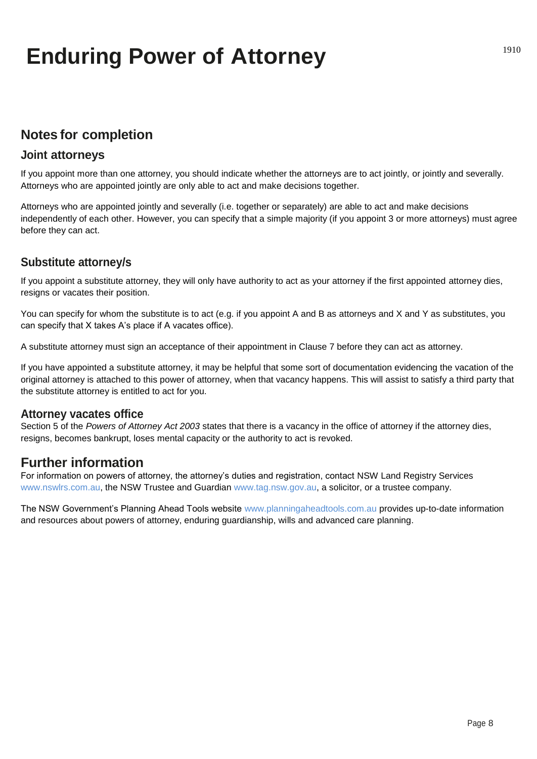# Enduring Power of Attorney

## Notes for completion

### Joint attorneys

If you appoint more than one attorney, you should indicate whether the attorneys are to act jointly, or jointly and severally. Attorneys who are appointed jointly are only able to act and make decisions together.

Attorneys who are appointed jointly and severally (i.e. together or separately) are able to act and make decisions independently of each other. However, you can specify that a simple majority (if you appoint 3 or more attorneys) must agree before they can act.

### Substitute attorney/s

If you appoint a substitute attorney, they will only have authority to act as your attorney if the first appointed attorney dies, resigns or vacates their position.

You can specify for whom the substitute is to act (e.g. if you appoint A and B as attorneys and X and Y as substitutes, you can specify that X takes A's place if A vacates office).

A substitute attorney must sign an acceptance of their appointment in Clause 7 before they can act as attorney.

If you have appointed a substitute attorney, it may be helpful that some sort of documentation evidencing the vacation of the original attorney is attached to this power of attorney, when that vacancy happens. This will assist to satisfy a third party that the substitute attorney is entitled to act for you.

### Attorney vacates office

Section 5 of the *Powers of Attorney Act 2003* states that there is a vacancy in the office of attorney if the attorney dies, resigns, becomes bankrupt, loses mental capacity or the authority to act is revoked.

## Further information

For information on powers of attorney, the attorney's duties and registration, contact NSW Land Registry Services www.nswlrs.com.au, the NSW Trustee and Guardian www.tag.nsw.gov.au, a solicitor, or a trustee company.

The NSW Government's Planning Ahead Tools website www.planningaheadtools.com.au provides up-to-date information and resources about powers of attorney, enduring guardianship, wills and advanced care planning.